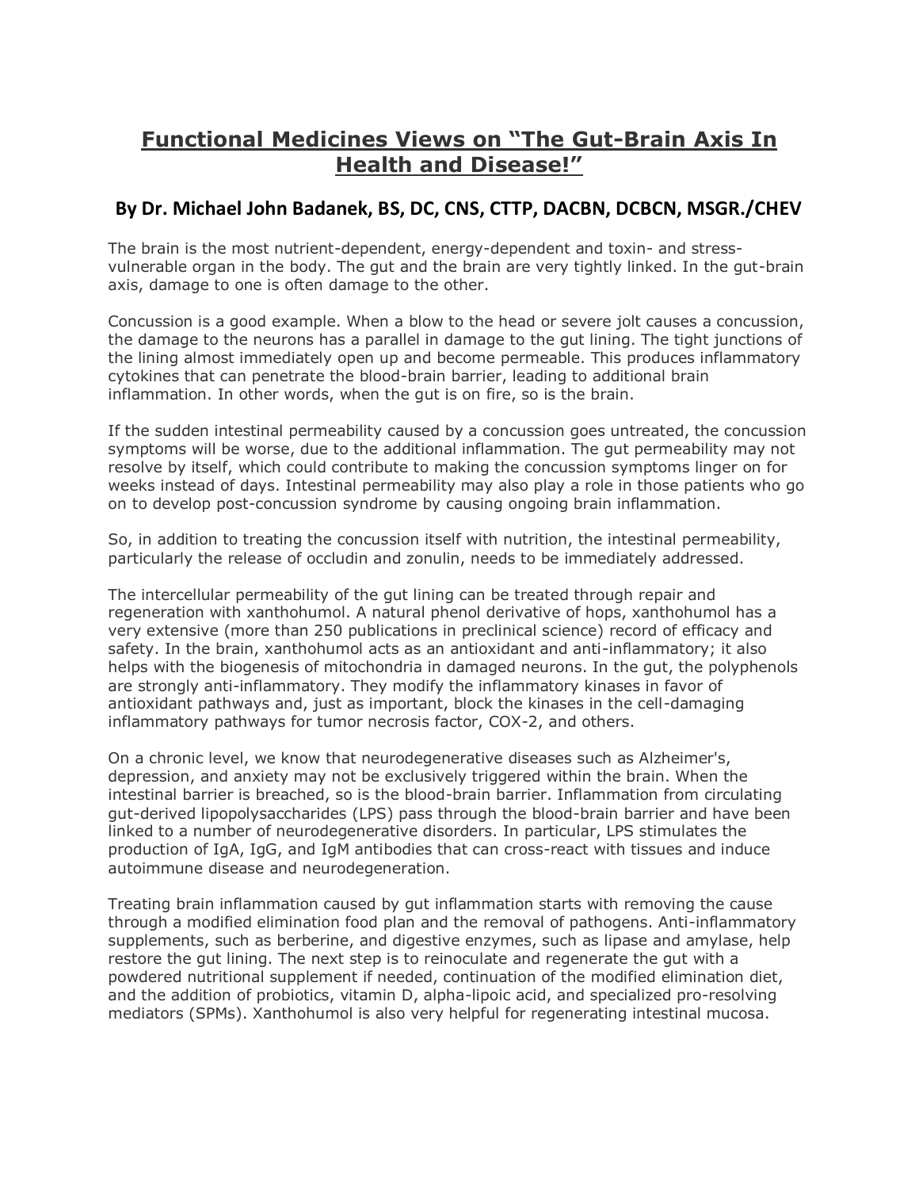# Functional Medicines Views on "The Gut-Brain Axis In Health and Disease!"

## By Dr. Michael John Badanek, BS, DC, CNS, CTTP, DACBN, DCBCN, MSGR./CHEV

The brain is the most nutrient-dependent, energy-dependent and toxin- and stress-vulnerable organ in the body. The gut and the brain are very tightly linked. In the gut-brain axis, damage to one is often damage to the other.

Concussion is a good example. When a blow to the head or severe jolt causes a concussion, the damage to the neurons has a parallel in damage to the gut lining. The tight junctions of the lining almost immediately open up and become permeable. This produces inflammatory cytokines that can penetrate the blood-brain barrier, leading to additional brain inflammation. In other words, when the gut is on fire, so is the brain.

If the sudden intestinal permeability caused by a concussion goes untreated, the concussion symptoms will be worse, due to the additional inflammation. The gut permeability may not resolve by itself, which could contribute to making the concussion symptoms linger on for weeks instead of days. Intestinal permeability may also play a role in those patients who go on to develop post-concussion syndrome by causing ongoing brain inflammation.

So, in addition to treating the concussion itself with nutrition, the intestinal permeability, particularly the release of occludin and zonulin, needs to be immediately addressed.

The intercellular permeability of the gut lining can be treated through repair and regeneration with xanthohumol. A natural phenol derivative of hops, xanthohumol has a very extensive (more than 250 publications in preclinical science) record of efficacy and safety. In the brain, xanthohumol acts as an antioxidant and anti-inflammatory; it also helps with the biogenesis of mitochondria in damaged neurons. In the gut, the polyphenols are strongly anti-inflammatory. They modify the inflammatory kinases in favor of antioxidant pathways and, just as important, block the kinases in the cell-damaging inflammatory pathways for tumor necrosis factor, COX-2, and others.

On a chronic level, we know that neurodegenerative diseases such as Alzheimer's, depression, and anxiety may not be exclusively triggered within the brain. When the intestinal barrier is breached, so is the blood-brain barrier. Inflammation from circulating gut-derived lipopolysaccharides (LPS) pass through the blood-brain barrier and have been linked to a number of neurodegenerative disorders. In particular, LPS stimulates the production of IgA, IgG, and IgM antibodies that can cross-react with tissues and induce autoimmune disease and neurodegeneration.

Treating brain inflammation caused by gut inflammation starts with removing the cause through a modified elimination food plan and the removal of pathogens. Anti-inflammatory supplements, such as berberine, and digestive enzymes, such as lipase and amylase, help restore the gut lining. The next step is to reinoculate and regenerate the gut with a powdered nutritional supplement if needed, continuation of the modified elimination diet, and the addition of probiotics, vitamin D, alpha-lipoic acid, and specialized pro-resolving mediators (SPMs). Xanthohumol is also very helpful for regenerating intestinal mucosa.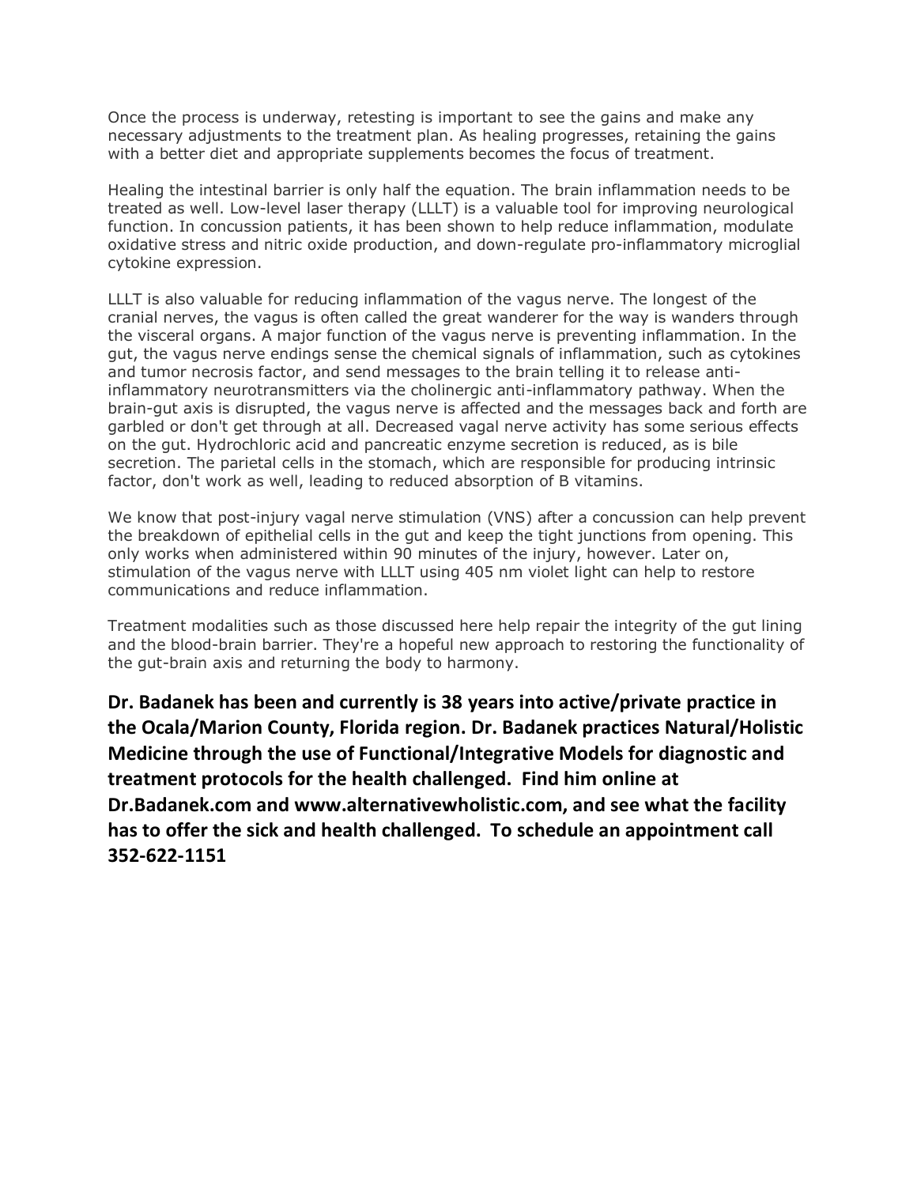Once the process is underway, retesting is important to see the gains and make any necessary adjustments to the treatment plan. As healing progresses, retaining the gains with a better diet and appropriate supplements becomes the focus of treatment.

Healing the intestinal barrier is only half the equation. The brain inflammation needs to be treated as well. Low-level laser therapy (LLLT) is a valuable tool for improving neurological function. In concussion patients, it has been shown to help reduce inflammation, modulate oxidative stress and nitric oxide production, and down-regulate pro-inflammatory microglial cytokine expression.

LLLT is also valuable for reducing inflammation of the vagus nerve. The longest of the cranial nerves, the vagus is often called the great wanderer for the way is wanders through the visceral organs. A major function of the vagus nerve is preventing inflammation. In the gut, the vagus nerve endings sense the chemical signals of inflammation, such as cytokines and tumor necrosis factor, and send messages to the brain telling it to release anti-inflammatory neurotransmitters via the cholinergic anti-inflammatory pathway. When the brain-gut axis is disrupted, the vagus nerve is affected and the messages back and forth are garbled or don't get through at all. Decreased vagal nerve activity has some serious effects on the gut. Hydrochloric acid and pancreatic enzyme secretion is reduced, as is bile secretion. The parietal cells in the stomach, which are responsible for producing intrinsic factor, don't work as well, leading to reduced absorption of B vitamins.

We know that post-injury vagal nerve stimulation (VNS) after a concussion can help prevent the breakdown of epithelial cells in the gut and keep the tight junctions from opening. This only works when administered within 90 minutes of the injury, however. Later on, stimulation of the vagus nerve with LLLT using 405 nm violet light can help to restore communications and reduce inflammation.

Treatment modalities such as those discussed here help repair the integrity of the gut lining and the blood-brain barrier. They're a hopeful new approach to restoring the functionality of the gut-brain axis and returning the body to harmony.

**Dr. Badanek has been and currently is 38 years into active/private practice in the Ocala/Marion County, Florida region. Dr. Badanek practices Natural/Holistic Medicine through the use of Functional/Integrative Models for diagnostic and treatment protocols for the health challenged. Find him online at Dr.Badanek.com and www.alternativewholistic.com, and see what the facility has to offer the sick and health challenged. To schedule an appointment call 352-622-1151**